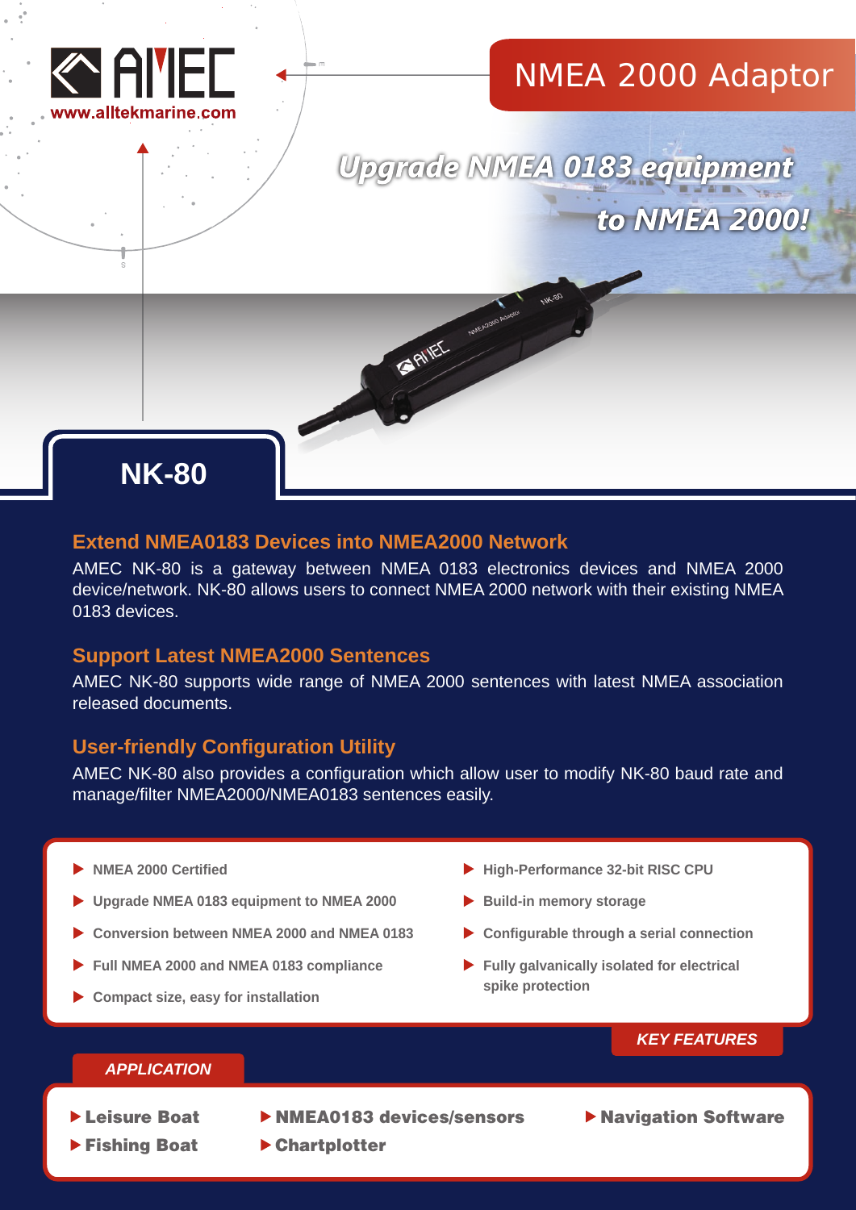AMEC
www.alltekmarine.com

# NMEA 2000 Adaptor

*Upgrade NMEA 0183 equipment to NMEA 2000!*

## NK-80

### Extend NMEA0183 Devices into NMEA2000 Network

AMEC NK-80 is a gateway between NMEA 0183 electronics devices and NMEA 2000 device/network. NK-80 allows users to connect NMEA 2000 network with their existing NMEA 0183 devices.

### Support Latest NMEA2000 Sentences

AMEC NK-80 supports wide range of NMEA 2000 sentences with latest NMEA association released documents.

### User-friendly Configuration Utility

AMEC NK-80 also provides a configuration which allow user to modify NK-80 baud rate and manage/filter NMEA2000/NMEA0183 sentences easily.

### KEY FEATURES

- NMEA 2000 Certified
- Upgrade NMEA 0183 equipment to NMEA 2000
- Conversion between NMEA 2000 and NMEA 0183
- Full NMEA 2000 and NMEA 0183 compliance
- Compact size, easy for installation
- High-Performance 32-bit RISC CPU
- Build-in memory storage
- Configurable through a serial connection
- Fully galvanically isolated for electrical spike protection

### APPLICATION

- Leisure Boat
- Fishing Boat
- NMEA0183 devices/sensors
- Chartplotter
- Navigation Software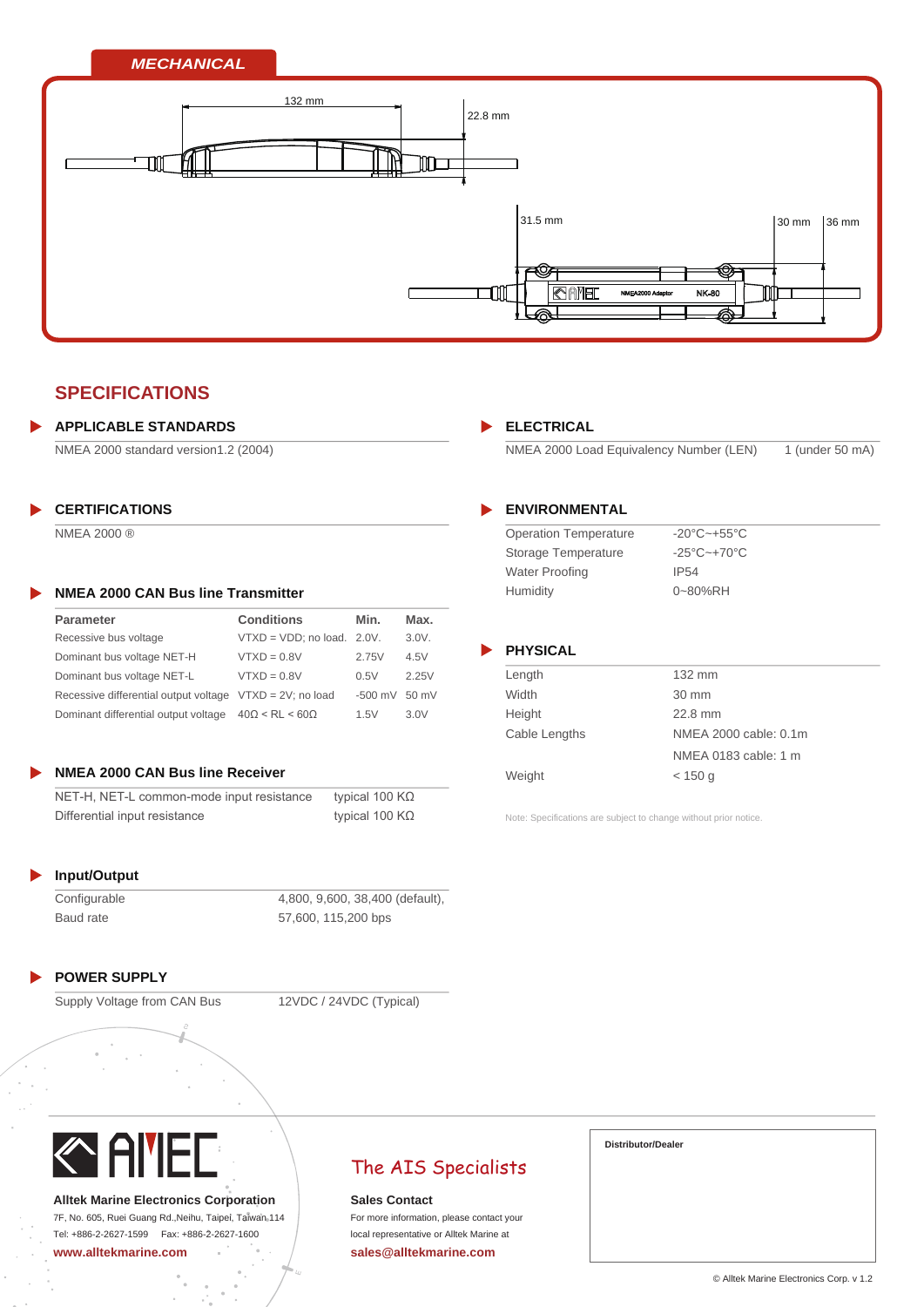## MECHANICAL

132 mm
22.8 mm
31.5 mm
30 mm
36 mm
NMEA2000 Adaptor
NK-80

## SPECIFICATIONS

### APPLICABLE STANDARDS

NMEA 2000 standard version1.2 (2004)

### CERTIFICATIONS

NMEA 2000 ®

### NMEA 2000 CAN Bus line Transmitter

| Parameter | Conditions | Min. | Max. |
|---|---|---|---|
| Recessive bus voltage | VTXD = VDD; no load. | 2.0V. | 3.0V. |
| Dominant bus voltage NET-H | VTXD = 0.8V | 2.75V | 4.5V |
| Dominant bus voltage NET-L | VTXD = 0.8V | 0.5V | 2.25V |
| Recessive differential output voltage | VTXD = 2V; no load | -500 mV | 50 mV |
| Dominant differential output voltage | 40Ω < RL < 60Ω | 1.5V | 3.0V |

### NMEA 2000 CAN Bus line Receiver

| | |
|---|---|
| NET-H, NET-L common-mode input resistance | typical 100 KΩ |
| Differential input resistance | typical 100 KΩ |

### Input/Output

| | |
|---|---|
| Configurable Baud rate | 4,800, 9,600, 38,400 (default), 57,600, 115,200 bps |

### POWER SUPPLY

| | |
|---|---|
| Supply Voltage from CAN Bus | 12VDC / 24VDC (Typical) |

### ELECTRICAL

| | |
|---|---|
| NMEA 2000 Load Equivalency Number (LEN) | 1 (under 50 mA) |

### ENVIRONMENTAL

| | |
|---|---|
| Operation Temperature | -20°C~+55°C |
| Storage Temperature | -25°C~+70°C |
| Water Proofing | IP54 |
| Humidity | 0~80%RH |

### PHYSICAL

| | |
|---|---|
| Length | 132 mm |
| Width | 30 mm |
| Height | 22.8 mm |
| Cable Lengths | NMEA 2000 cable: 0.1m |
| | NMEA 0183 cable: 1 m |
| Weight | < 150 g |

Note: Specifications are subject to change without prior notice.

**Alltek Marine Electronics Corporation**
7F, No. 605, Ruei Guang Rd.,Neihu, Taipei, Taiwan 114
Tel: +886-2-2627-1599 Fax: +886-2-2627-1600
**www.alltekmarine.com**

The AIS Specialists

**Sales Contact**
For more information, please contact your local representative or Alltek Marine at
**sales@alltekmarine.com**

**Distributor/Dealer**

© Alltek Marine Electronics Corp. v 1.2